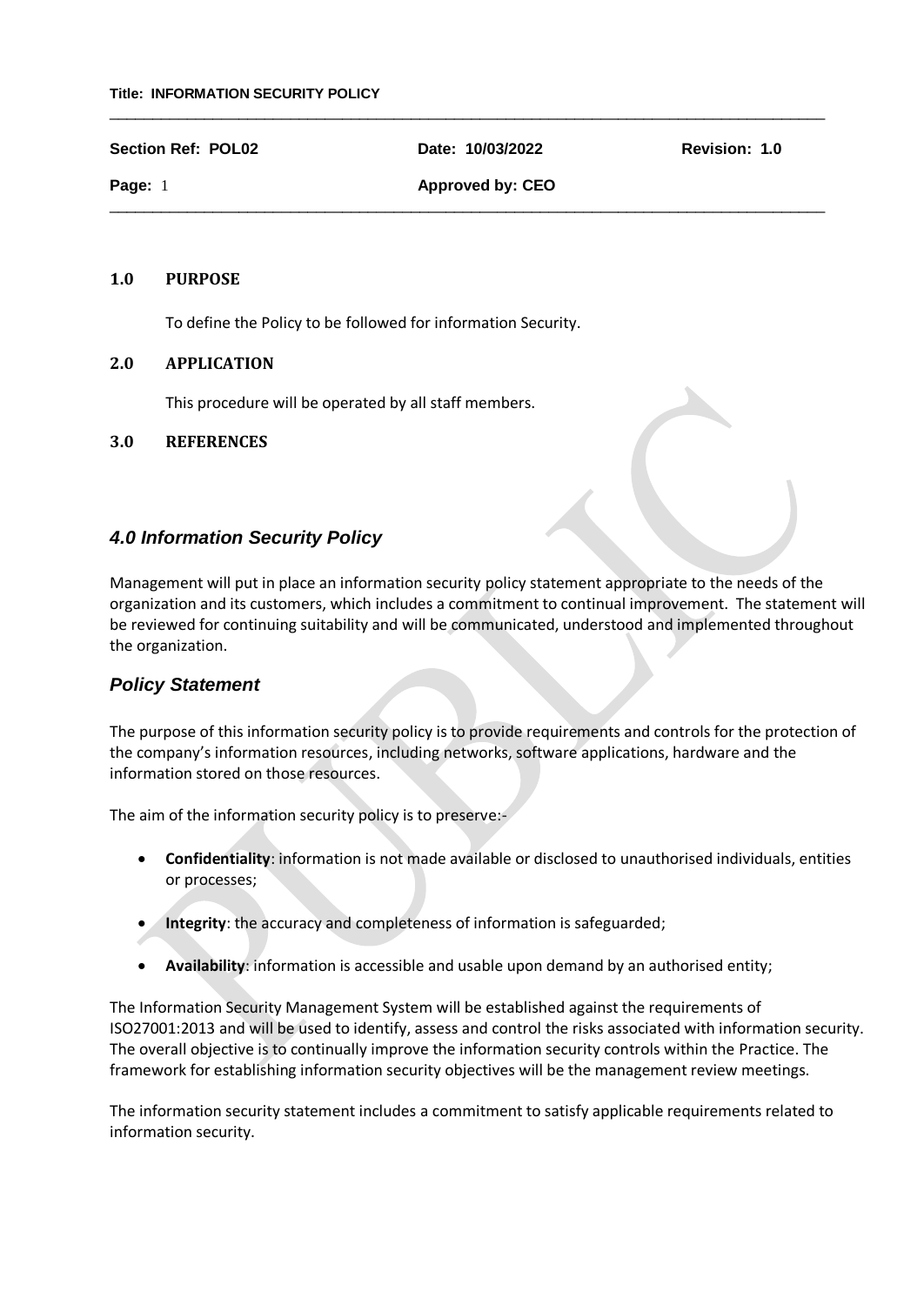**Title: INFORMATION SECURITY POLICY**

| **Section Ref: POL02** | **Date: 10/03/2022** | **Revision: 1.0** |
|---|---|---|
| **Page:** 1 | **Approved by: CEO** | |

## 1.0 PURPOSE

To define the Policy to be followed for information Security.

## 2.0 APPLICATION

This procedure will be operated by all staff members.

## 3.0 REFERENCES

## *4.0 Information Security Policy*

Management will put in place an information security policy statement appropriate to the needs of the organization and its customers, which includes a commitment to continual improvement. The statement will be reviewed for continuing suitability and will be communicated, understood and implemented throughout the organization.

## *Policy Statement*

The purpose of this information security policy is to provide requirements and controls for the protection of the company's information resources, including networks, software applications, hardware and the information stored on those resources.

The aim of the information security policy is to preserve:-

- **Confidentiality**: information is not made available or disclosed to unauthorised individuals, entities or processes;
- **Integrity**: the accuracy and completeness of information is safeguarded;
- **Availability**: information is accessible and usable upon demand by an authorised entity;

The Information Security Management System will be established against the requirements of ISO27001:2013 and will be used to identify, assess and control the risks associated with information security. The overall objective is to continually improve the information security controls within the Practice. The framework for establishing information security objectives will be the management review meetings.

The information security statement includes a commitment to satisfy applicable requirements related to information security.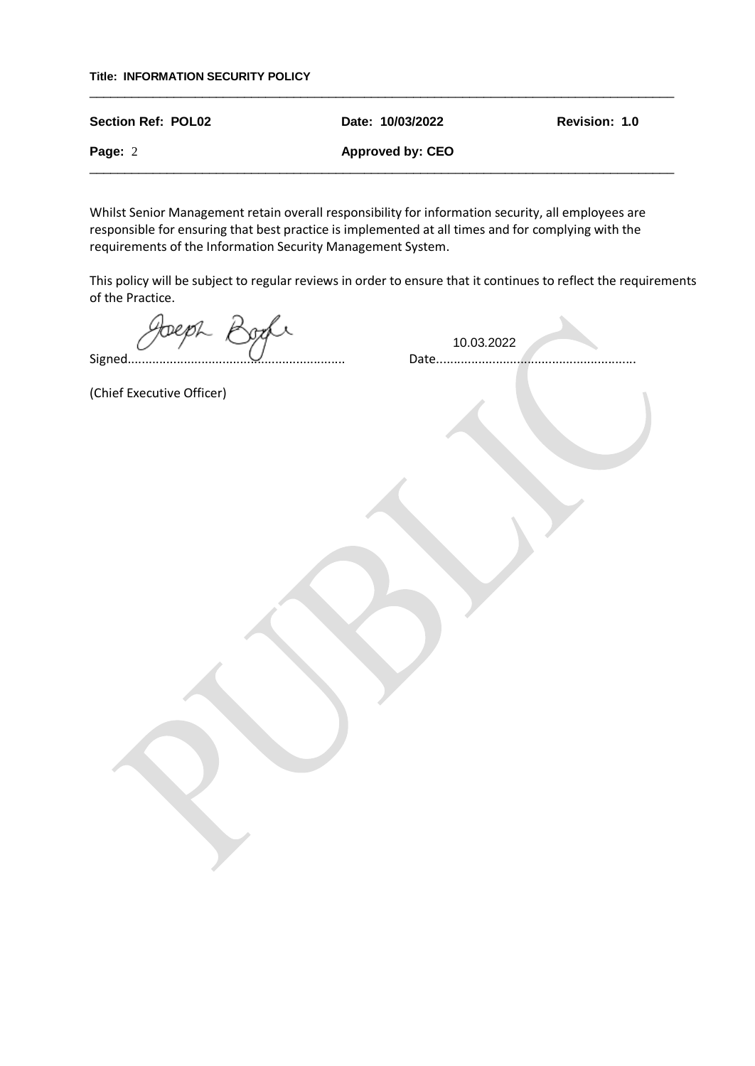Whilst Senior Management retain overall responsibility for information security, all employees are responsible for ensuring that best practice is implemented at all times and for complying with the requirements of the Information Security Management System.

This policy will be subject to regular reviews in order to ensure that it continues to reflect the requirements of the Practice.

Signed............................................................ Date........................................................ 10.03.2022

(Chief Executive Officer)